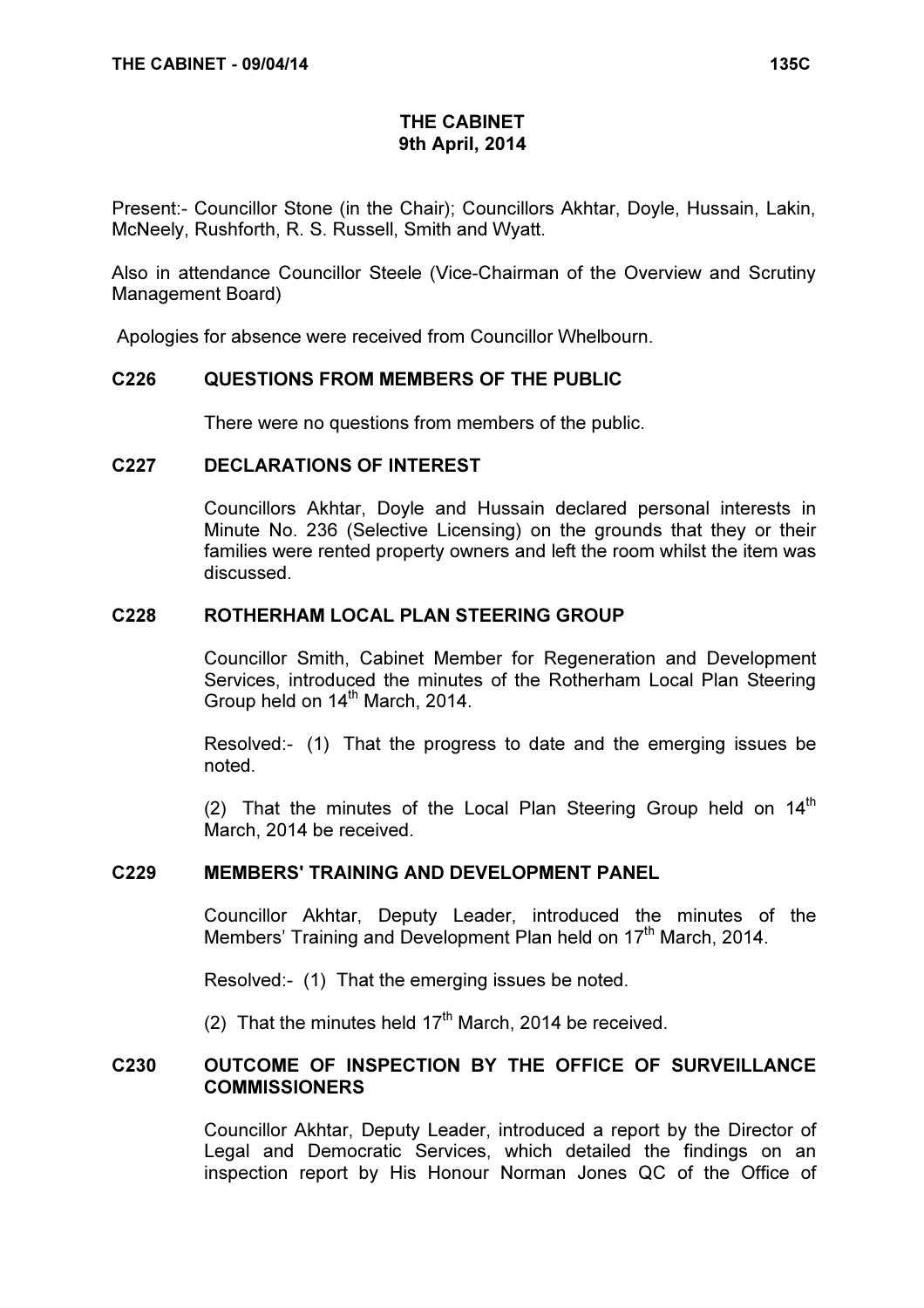# THE CABINET
## 9th April, 2014

Present:- Councillor Stone (in the Chair); Councillors Akhtar, Doyle, Hussain, Lakin, McNeely, Rushforth, R. S. Russell, Smith and Wyatt.

Also in attendance Councillor Steele (Vice-Chairman of the Overview and Scrutiny Management Board)

Apologies for absence were received from Councillor Whelbourn.

### C226 QUESTIONS FROM MEMBERS OF THE PUBLIC

There were no questions from members of the public.

### C227 DECLARATIONS OF INTEREST

Councillors Akhtar, Doyle and Hussain declared personal interests in Minute No. 236 (Selective Licensing) on the grounds that they or their families were rented property owners and left the room whilst the item was discussed.

### C228 ROTHERHAM LOCAL PLAN STEERING GROUP

Councillor Smith, Cabinet Member for Regeneration and Development Services, introduced the minutes of the Rotherham Local Plan Steering Group held on 14th March, 2014.

Resolved:- (1) That the progress to date and the emerging issues be noted.

(2) That the minutes of the Local Plan Steering Group held on 14th March, 2014 be received.

### C229 MEMBERS' TRAINING AND DEVELOPMENT PANEL

Councillor Akhtar, Deputy Leader, introduced the minutes of the Members' Training and Development Plan held on 17th March, 2014.

Resolved:- (1) That the emerging issues be noted.

(2) That the minutes held 17th March, 2014 be received.

### C230 OUTCOME OF INSPECTION BY THE OFFICE OF SURVEILLANCE COMMISSIONERS

Councillor Akhtar, Deputy Leader, introduced a report by the Director of Legal and Democratic Services, which detailed the findings on an inspection report by His Honour Norman Jones QC of the Office of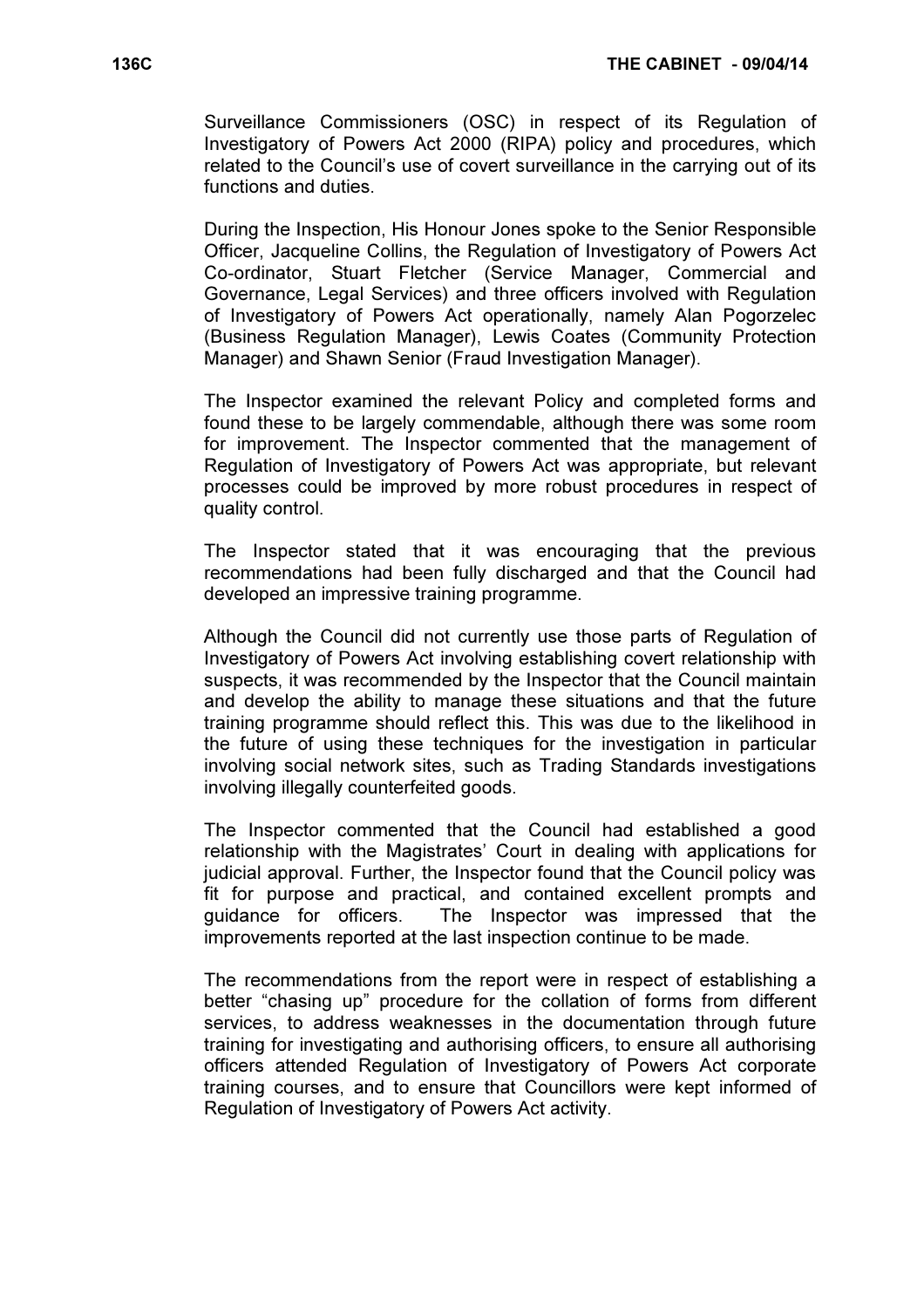Surveillance Commissioners (OSC) in respect of its Regulation of Investigatory of Powers Act 2000 (RIPA) policy and procedures, which related to the Council's use of covert surveillance in the carrying out of its functions and duties.

During the Inspection, His Honour Jones spoke to the Senior Responsible Officer, Jacqueline Collins, the Regulation of Investigatory of Powers Act Co-ordinator, Stuart Fletcher (Service Manager, Commercial and Governance, Legal Services) and three officers involved with Regulation of Investigatory of Powers Act operationally, namely Alan Pogorzelec (Business Regulation Manager), Lewis Coates (Community Protection Manager) and Shawn Senior (Fraud Investigation Manager).

The Inspector examined the relevant Policy and completed forms and found these to be largely commendable, although there was some room for improvement. The Inspector commented that the management of Regulation of Investigatory of Powers Act was appropriate, but relevant processes could be improved by more robust procedures in respect of quality control.

The Inspector stated that it was encouraging that the previous recommendations had been fully discharged and that the Council had developed an impressive training programme.

Although the Council did not currently use those parts of Regulation of Investigatory of Powers Act involving establishing covert relationship with suspects, it was recommended by the Inspector that the Council maintain and develop the ability to manage these situations and that the future training programme should reflect this. This was due to the likelihood in the future of using these techniques for the investigation in particular involving social network sites, such as Trading Standards investigations involving illegally counterfeited goods.

The Inspector commented that the Council had established a good relationship with the Magistrates' Court in dealing with applications for judicial approval. Further, the Inspector found that the Council policy was fit for purpose and practical, and contained excellent prompts and guidance for officers. The Inspector was impressed that the improvements reported at the last inspection continue to be made.

The recommendations from the report were in respect of establishing a better "chasing up" procedure for the collation of forms from different services, to address weaknesses in the documentation through future training for investigating and authorising officers, to ensure all authorising officers attended Regulation of Investigatory of Powers Act corporate training courses, and to ensure that Councillors were kept informed of Regulation of Investigatory of Powers Act activity.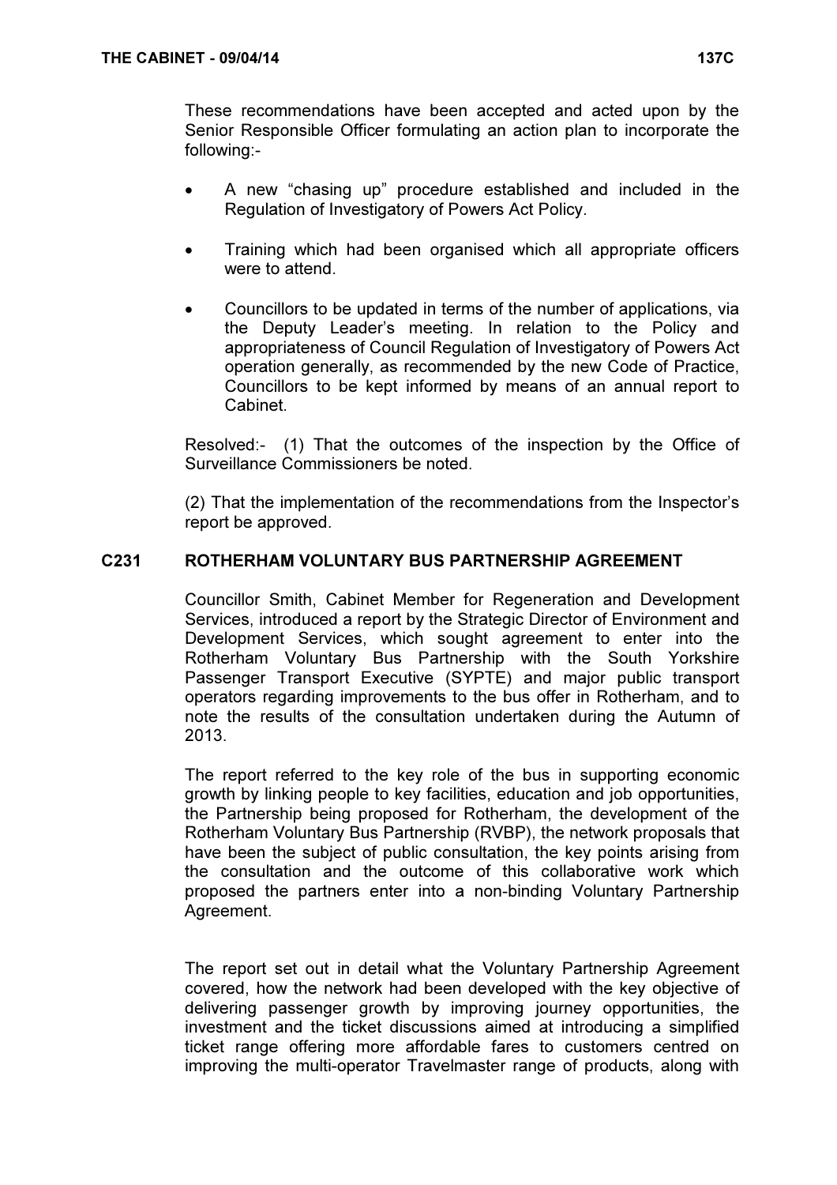These recommendations have been accepted and acted upon by the Senior Responsible Officer formulating an action plan to incorporate the following:-

- A new "chasing up" procedure established and included in the Regulation of Investigatory of Powers Act Policy.
- Training which had been organised which all appropriate officers were to attend.
- Councillors to be updated in terms of the number of applications, via the Deputy Leader's meeting. In relation to the Policy and appropriateness of Council Regulation of Investigatory of Powers Act operation generally, as recommended by the new Code of Practice, Councillors to be kept informed by means of an annual report to Cabinet.

Resolved:- (1) That the outcomes of the inspection by the Office of Surveillance Commissioners be noted.

(2) That the implementation of the recommendations from the Inspector's report be approved.

## C231 ROTHERHAM VOLUNTARY BUS PARTNERSHIP AGREEMENT

Councillor Smith, Cabinet Member for Regeneration and Development Services, introduced a report by the Strategic Director of Environment and Development Services, which sought agreement to enter into the Rotherham Voluntary Bus Partnership with the South Yorkshire Passenger Transport Executive (SYPTE) and major public transport operators regarding improvements to the bus offer in Rotherham, and to note the results of the consultation undertaken during the Autumn of 2013.

The report referred to the key role of the bus in supporting economic growth by linking people to key facilities, education and job opportunities, the Partnership being proposed for Rotherham, the development of the Rotherham Voluntary Bus Partnership (RVBP), the network proposals that have been the subject of public consultation, the key points arising from the consultation and the outcome of this collaborative work which proposed the partners enter into a non-binding Voluntary Partnership Agreement.

The report set out in detail what the Voluntary Partnership Agreement covered, how the network had been developed with the key objective of delivering passenger growth by improving journey opportunities, the investment and the ticket discussions aimed at introducing a simplified ticket range offering more affordable fares to customers centred on improving the multi-operator Travelmaster range of products, along with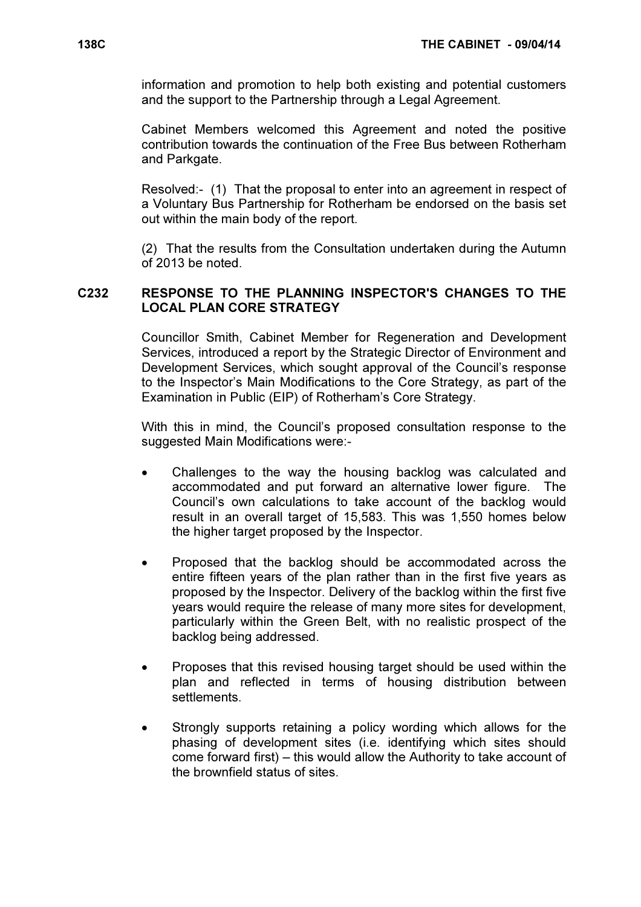information and promotion to help both existing and potential customers and the support to the Partnership through a Legal Agreement.

Cabinet Members welcomed this Agreement and noted the positive contribution towards the continuation of the Free Bus between Rotherham and Parkgate.

Resolved:- (1) That the proposal to enter into an agreement in respect of a Voluntary Bus Partnership for Rotherham be endorsed on the basis set out within the main body of the report.

(2) That the results from the Consultation undertaken during the Autumn of 2013 be noted.

## C232 RESPONSE TO THE PLANNING INSPECTOR'S CHANGES TO THE LOCAL PLAN CORE STRATEGY

Councillor Smith, Cabinet Member for Regeneration and Development Services, introduced a report by the Strategic Director of Environment and Development Services, which sought approval of the Council's response to the Inspector's Main Modifications to the Core Strategy, as part of the Examination in Public (EIP) of Rotherham's Core Strategy.

With this in mind, the Council's proposed consultation response to the suggested Main Modifications were:-

- Challenges to the way the housing backlog was calculated and accommodated and put forward an alternative lower figure. The Council's own calculations to take account of the backlog would result in an overall target of 15,583. This was 1,550 homes below the higher target proposed by the Inspector.

- Proposed that the backlog should be accommodated across the entire fifteen years of the plan rather than in the first five years as proposed by the Inspector. Delivery of the backlog within the first five years would require the release of many more sites for development, particularly within the Green Belt, with no realistic prospect of the backlog being addressed.

- Proposes that this revised housing target should be used within the plan and reflected in terms of housing distribution between settlements.

- Strongly supports retaining a policy wording which allows for the phasing of development sites (i.e. identifying which sites should come forward first) – this would allow the Authority to take account of the brownfield status of sites.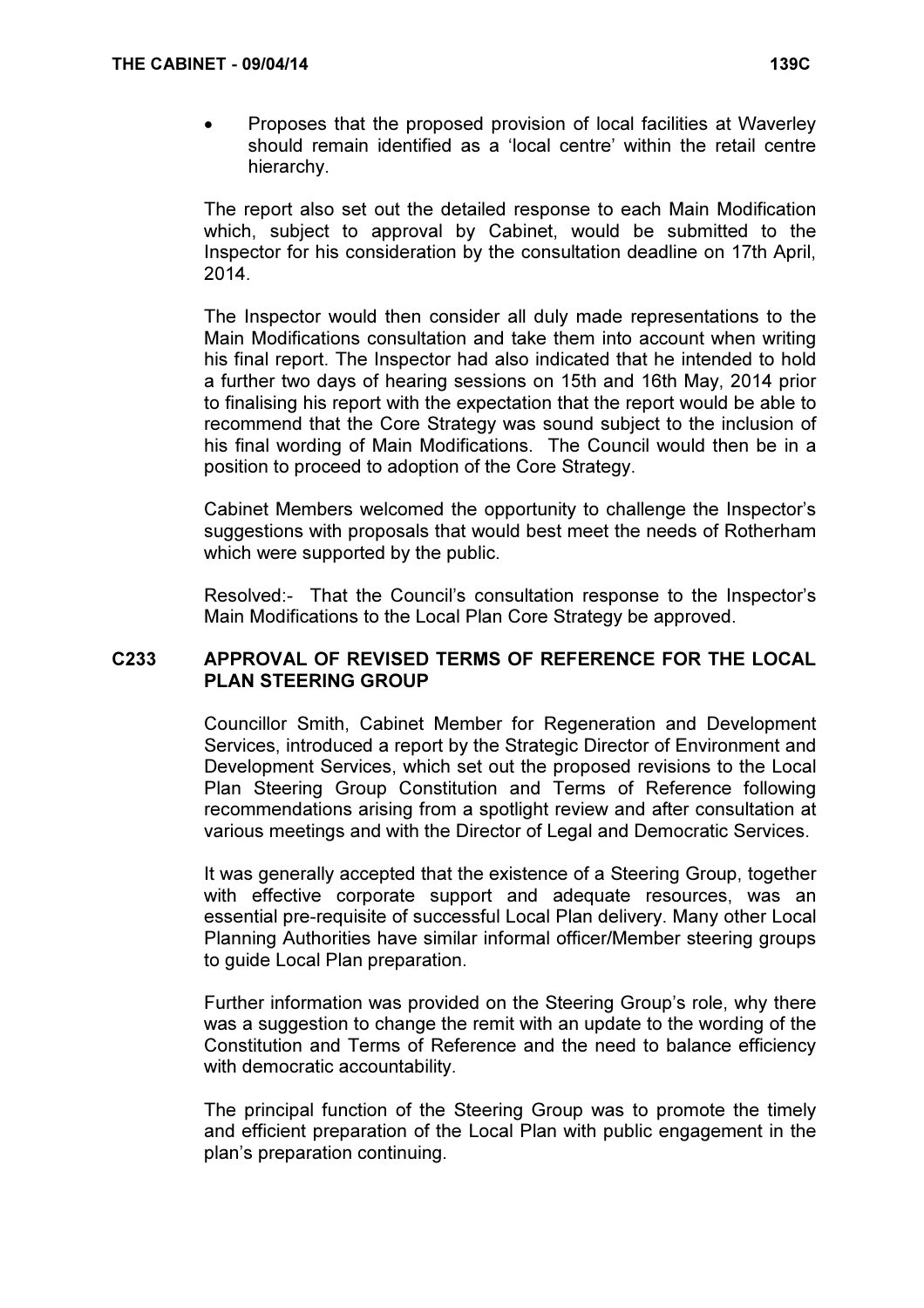- Proposes that the proposed provision of local facilities at Waverley should remain identified as a 'local centre' within the retail centre hierarchy.

The report also set out the detailed response to each Main Modification which, subject to approval by Cabinet, would be submitted to the Inspector for his consideration by the consultation deadline on 17th April, 2014.

The Inspector would then consider all duly made representations to the Main Modifications consultation and take them into account when writing his final report. The Inspector had also indicated that he intended to hold a further two days of hearing sessions on 15th and 16th May, 2014 prior to finalising his report with the expectation that the report would be able to recommend that the Core Strategy was sound subject to the inclusion of his final wording of Main Modifications. The Council would then be in a position to proceed to adoption of the Core Strategy.

Cabinet Members welcomed the opportunity to challenge the Inspector's suggestions with proposals that would best meet the needs of Rotherham which were supported by the public.

Resolved:- That the Council's consultation response to the Inspector's Main Modifications to the Local Plan Core Strategy be approved.

## C233 APPROVAL OF REVISED TERMS OF REFERENCE FOR THE LOCAL PLAN STEERING GROUP

Councillor Smith, Cabinet Member for Regeneration and Development Services, introduced a report by the Strategic Director of Environment and Development Services, which set out the proposed revisions to the Local Plan Steering Group Constitution and Terms of Reference following recommendations arising from a spotlight review and after consultation at various meetings and with the Director of Legal and Democratic Services.

It was generally accepted that the existence of a Steering Group, together with effective corporate support and adequate resources, was an essential pre-requisite of successful Local Plan delivery. Many other Local Planning Authorities have similar informal officer/Member steering groups to guide Local Plan preparation.

Further information was provided on the Steering Group's role, why there was a suggestion to change the remit with an update to the wording of the Constitution and Terms of Reference and the need to balance efficiency with democratic accountability.

The principal function of the Steering Group was to promote the timely and efficient preparation of the Local Plan with public engagement in the plan's preparation continuing.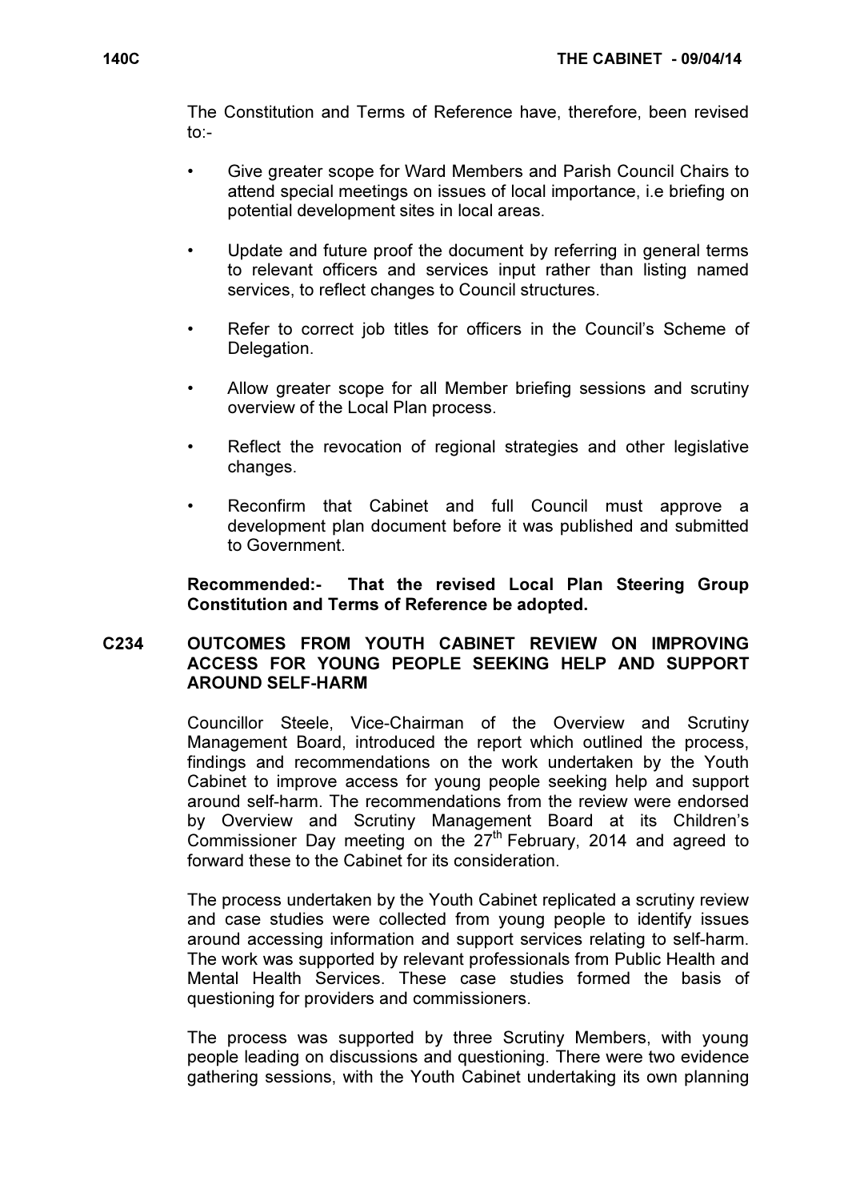The Constitution and Terms of Reference have, therefore, been revised to:-

- Give greater scope for Ward Members and Parish Council Chairs to attend special meetings on issues of local importance, i.e briefing on potential development sites in local areas.
- Update and future proof the document by referring in general terms to relevant officers and services input rather than listing named services, to reflect changes to Council structures.
- Refer to correct job titles for officers in the Council's Scheme of Delegation.
- Allow greater scope for all Member briefing sessions and scrutiny overview of the Local Plan process.
- Reflect the revocation of regional strategies and other legislative changes.
- Reconfirm that Cabinet and full Council must approve a development plan document before it was published and submitted to Government.

**Recommended:- That the revised Local Plan Steering Group Constitution and Terms of Reference be adopted.**

## C234 OUTCOMES FROM YOUTH CABINET REVIEW ON IMPROVING ACCESS FOR YOUNG PEOPLE SEEKING HELP AND SUPPORT AROUND SELF-HARM

Councillor Steele, Vice-Chairman of the Overview and Scrutiny Management Board, introduced the report which outlined the process, findings and recommendations on the work undertaken by the Youth Cabinet to improve access for young people seeking help and support around self-harm. The recommendations from the review were endorsed by Overview and Scrutiny Management Board at its Children's Commissioner Day meeting on the 27th February, 2014 and agreed to forward these to the Cabinet for its consideration.

The process undertaken by the Youth Cabinet replicated a scrutiny review and case studies were collected from young people to identify issues around accessing information and support services relating to self-harm. The work was supported by relevant professionals from Public Health and Mental Health Services. These case studies formed the basis of questioning for providers and commissioners.

The process was supported by three Scrutiny Members, with young people leading on discussions and questioning. There were two evidence gathering sessions, with the Youth Cabinet undertaking its own planning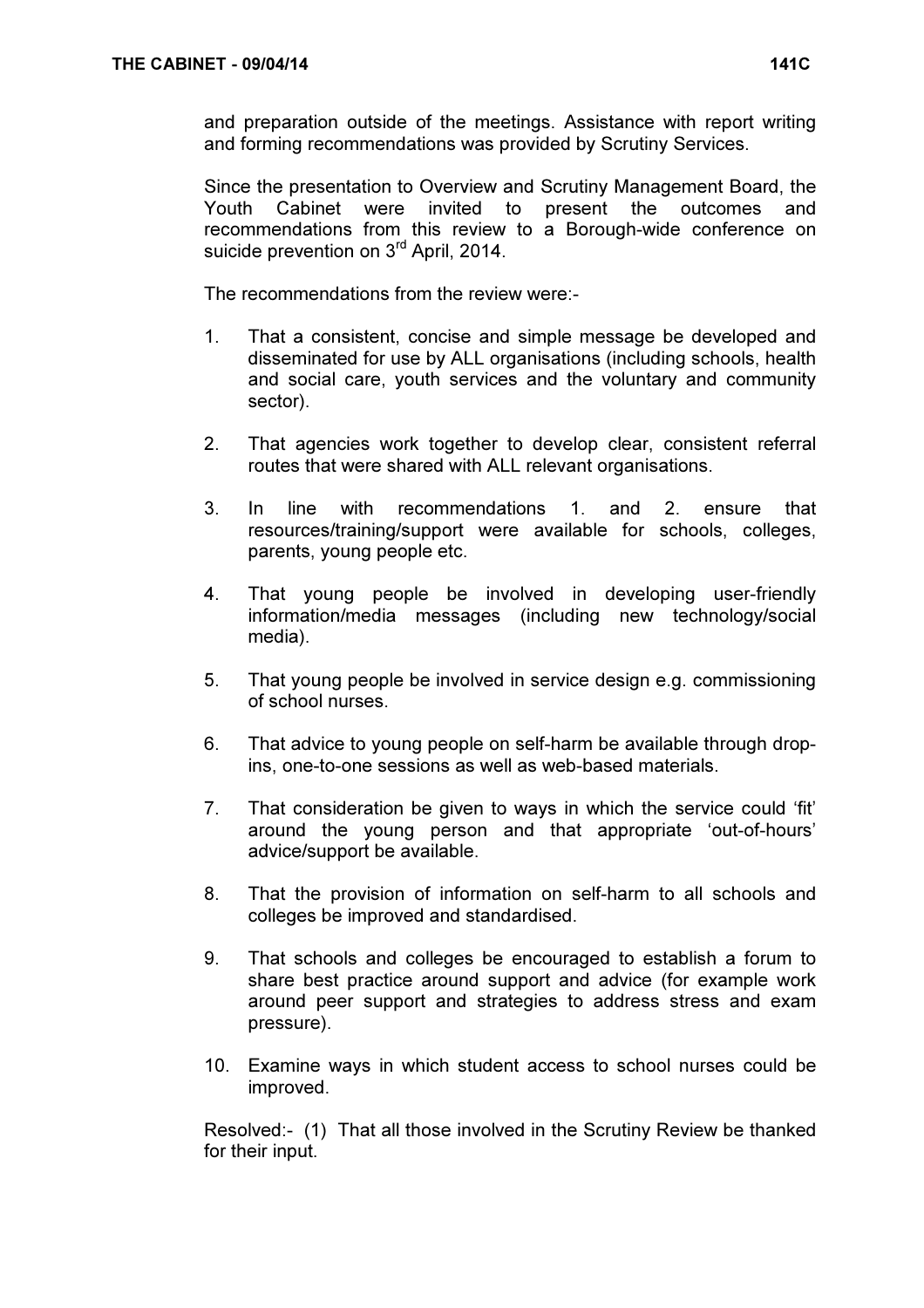and preparation outside of the meetings. Assistance with report writing and forming recommendations was provided by Scrutiny Services.

Since the presentation to Overview and Scrutiny Management Board, the Youth Cabinet were invited to present the outcomes and recommendations from this review to a Borough-wide conference on suicide prevention on 3rd April, 2014.

The recommendations from the review were:-

1. That a consistent, concise and simple message be developed and disseminated for use by ALL organisations (including schools, health and social care, youth services and the voluntary and community sector).

2. That agencies work together to develop clear, consistent referral routes that were shared with ALL relevant organisations.

3. In line with recommendations 1. and 2. ensure that resources/training/support were available for schools, colleges, parents, young people etc.

4. That young people be involved in developing user-friendly information/media messages (including new technology/social media).

5. That young people be involved in service design e.g. commissioning of school nurses.

6. That advice to young people on self-harm be available through drop-ins, one-to-one sessions as well as web-based materials.

7. That consideration be given to ways in which the service could 'fit' around the young person and that appropriate 'out-of-hours' advice/support be available.

8. That the provision of information on self-harm to all schools and colleges be improved and standardised.

9. That schools and colleges be encouraged to establish a forum to share best practice around support and advice (for example work around peer support and strategies to address stress and exam pressure).

10. Examine ways in which student access to school nurses could be improved.

Resolved:- (1) That all those involved in the Scrutiny Review be thanked for their input.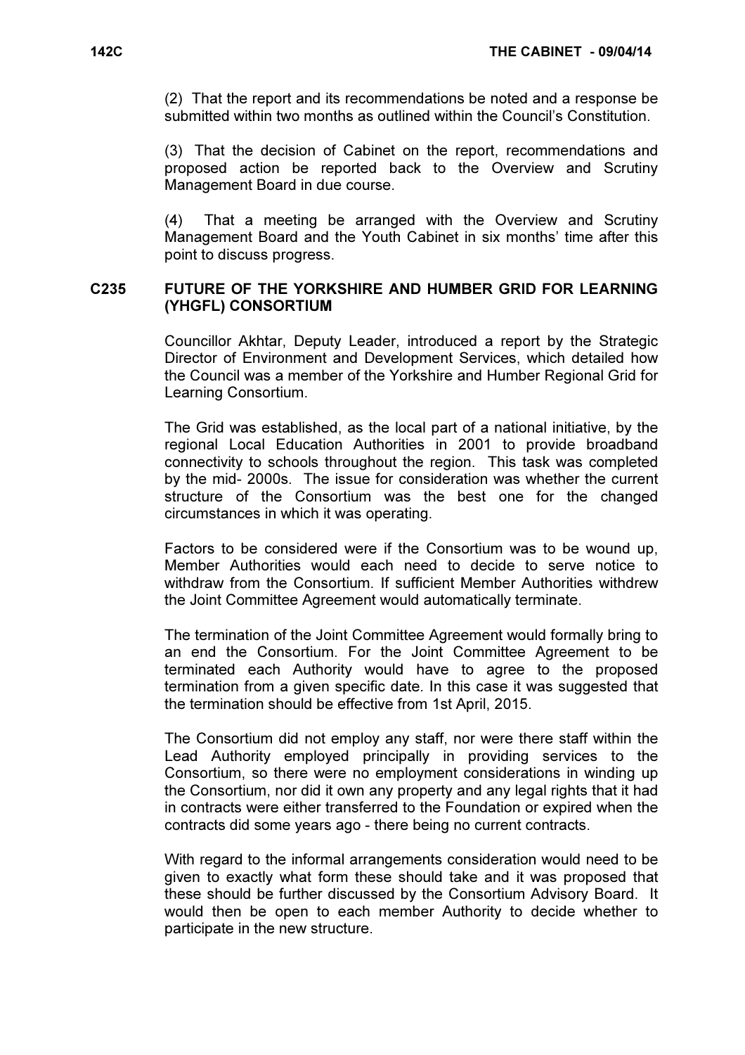(2) That the report and its recommendations be noted and a response be submitted within two months as outlined within the Council's Constitution.

(3) That the decision of Cabinet on the report, recommendations and proposed action be reported back to the Overview and Scrutiny Management Board in due course.

(4) That a meeting be arranged with the Overview and Scrutiny Management Board and the Youth Cabinet in six months' time after this point to discuss progress.

## C235 FUTURE OF THE YORKSHIRE AND HUMBER GRID FOR LEARNING (YHGFL) CONSORTIUM

Councillor Akhtar, Deputy Leader, introduced a report by the Strategic Director of Environment and Development Services, which detailed how the Council was a member of the Yorkshire and Humber Regional Grid for Learning Consortium.

The Grid was established, as the local part of a national initiative, by the regional Local Education Authorities in 2001 to provide broadband connectivity to schools throughout the region. This task was completed by the mid- 2000s. The issue for consideration was whether the current structure of the Consortium was the best one for the changed circumstances in which it was operating.

Factors to be considered were if the Consortium was to be wound up, Member Authorities would each need to decide to serve notice to withdraw from the Consortium. If sufficient Member Authorities withdrew the Joint Committee Agreement would automatically terminate.

The termination of the Joint Committee Agreement would formally bring to an end the Consortium. For the Joint Committee Agreement to be terminated each Authority would have to agree to the proposed termination from a given specific date. In this case it was suggested that the termination should be effective from 1st April, 2015.

The Consortium did not employ any staff, nor were there staff within the Lead Authority employed principally in providing services to the Consortium, so there were no employment considerations in winding up the Consortium, nor did it own any property and any legal rights that it had in contracts were either transferred to the Foundation or expired when the contracts did some years ago - there being no current contracts.

With regard to the informal arrangements consideration would need to be given to exactly what form these should take and it was proposed that these should be further discussed by the Consortium Advisory Board. It would then be open to each member Authority to decide whether to participate in the new structure.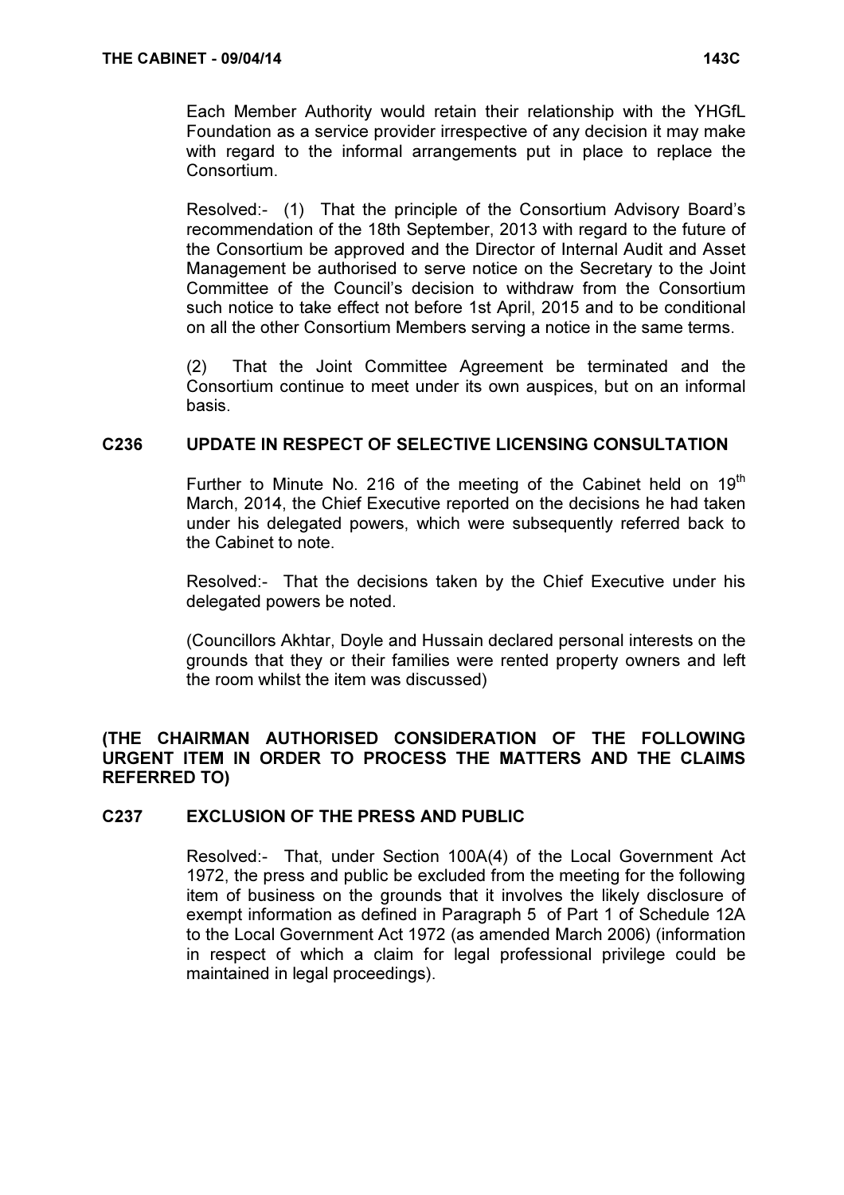Each Member Authority would retain their relationship with the YHGfL Foundation as a service provider irrespective of any decision it may make with regard to the informal arrangements put in place to replace the Consortium.

Resolved:- (1) That the principle of the Consortium Advisory Board's recommendation of the 18th September, 2013 with regard to the future of the Consortium be approved and the Director of Internal Audit and Asset Management be authorised to serve notice on the Secretary to the Joint Committee of the Council's decision to withdraw from the Consortium such notice to take effect not before 1st April, 2015 and to be conditional on all the other Consortium Members serving a notice in the same terms.

(2) That the Joint Committee Agreement be terminated and the Consortium continue to meet under its own auspices, but on an informal basis.

## C236 UPDATE IN RESPECT OF SELECTIVE LICENSING CONSULTATION

Further to Minute No. 216 of the meeting of the Cabinet held on 19th March, 2014, the Chief Executive reported on the decisions he had taken under his delegated powers, which were subsequently referred back to the Cabinet to note.

Resolved:- That the decisions taken by the Chief Executive under his delegated powers be noted.

(Councillors Akhtar, Doyle and Hussain declared personal interests on the grounds that they or their families were rented property owners and left the room whilst the item was discussed)

**(THE CHAIRMAN AUTHORISED CONSIDERATION OF THE FOLLOWING URGENT ITEM IN ORDER TO PROCESS THE MATTERS AND THE CLAIMS REFERRED TO)**

## C237 EXCLUSION OF THE PRESS AND PUBLIC

Resolved:- That, under Section 100A(4) of the Local Government Act 1972, the press and public be excluded from the meeting for the following item of business on the grounds that it involves the likely disclosure of exempt information as defined in Paragraph 5 of Part 1 of Schedule 12A to the Local Government Act 1972 (as amended March 2006) (information in respect of which a claim for legal professional privilege could be maintained in legal proceedings).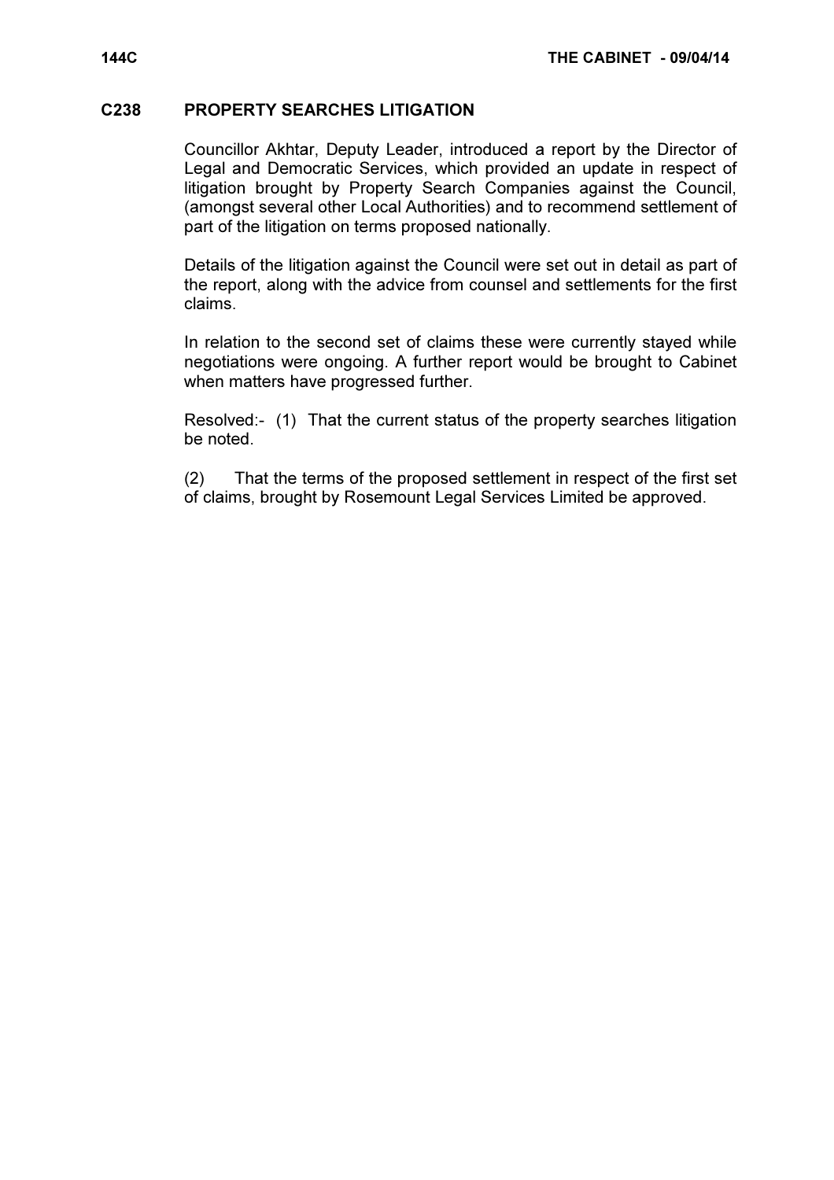## C238 PROPERTY SEARCHES LITIGATION

Councillor Akhtar, Deputy Leader, introduced a report by the Director of Legal and Democratic Services, which provided an update in respect of litigation brought by Property Search Companies against the Council, (amongst several other Local Authorities) and to recommend settlement of part of the litigation on terms proposed nationally.

Details of the litigation against the Council were set out in detail as part of the report, along with the advice from counsel and settlements for the first claims.

In relation to the second set of claims these were currently stayed while negotiations were ongoing. A further report would be brought to Cabinet when matters have progressed further.

Resolved:- (1) That the current status of the property searches litigation be noted.

(2) That the terms of the proposed settlement in respect of the first set of claims, brought by Rosemount Legal Services Limited be approved.